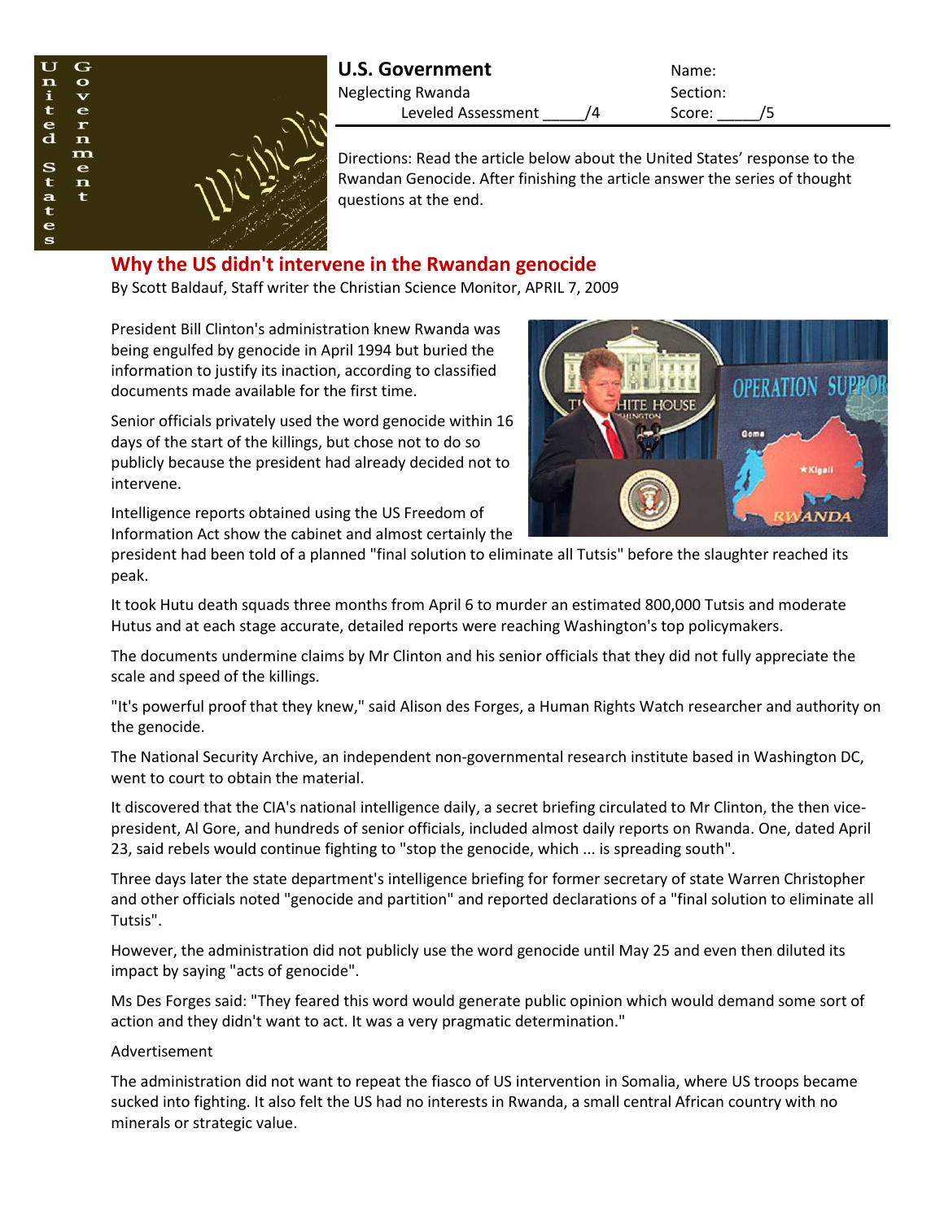**U.S. Government**
Neglecting Rwanda
Leveled Assessment _____/4

Name:
Section:
Score: _____/5

Directions: Read the article below about the United States' response to the Rwandan Genocide. After finishing the article answer the series of thought questions at the end.

## Why the US didn't intervene in the Rwandan genocide

By Scott Baldauf, Staff writer the Christian Science Monitor, APRIL 7, 2009

President Bill Clinton's administration knew Rwanda was being engulfed by genocide in April 1994 but buried the information to justify its inaction, according to classified documents made available for the first time.

Senior officials privately used the word genocide within 16 days of the start of the killings, but chose not to do so publicly because the president had already decided not to intervene.

Intelligence reports obtained using the US Freedom of Information Act show the cabinet and almost certainly the president had been told of a planned "final solution to eliminate all Tutsis" before the slaughter reached its peak.

It took Hutu death squads three months from April 6 to murder an estimated 800,000 Tutsis and moderate Hutus and at each stage accurate, detailed reports were reaching Washington's top policymakers.

The documents undermine claims by Mr Clinton and his senior officials that they did not fully appreciate the scale and speed of the killings.

"It's powerful proof that they knew," said Alison des Forges, a Human Rights Watch researcher and authority on the genocide.

The National Security Archive, an independent non-governmental research institute based in Washington DC, went to court to obtain the material.

It discovered that the CIA's national intelligence daily, a secret briefing circulated to Mr Clinton, the then vice-president, Al Gore, and hundreds of senior officials, included almost daily reports on Rwanda. One, dated April 23, said rebels would continue fighting to "stop the genocide, which ... is spreading south".

Three days later the state department's intelligence briefing for former secretary of state Warren Christopher and other officials noted "genocide and partition" and reported declarations of a "final solution to eliminate all Tutsis".

However, the administration did not publicly use the word genocide until May 25 and even then diluted its impact by saying "acts of genocide".

Ms Des Forges said: "They feared this word would generate public opinion which would demand some sort of action and they didn't want to act. It was a very pragmatic determination."

Advertisement

The administration did not want to repeat the fiasco of US intervention in Somalia, where US troops became sucked into fighting. It also felt the US had no interests in Rwanda, a small central African country with no minerals or strategic value.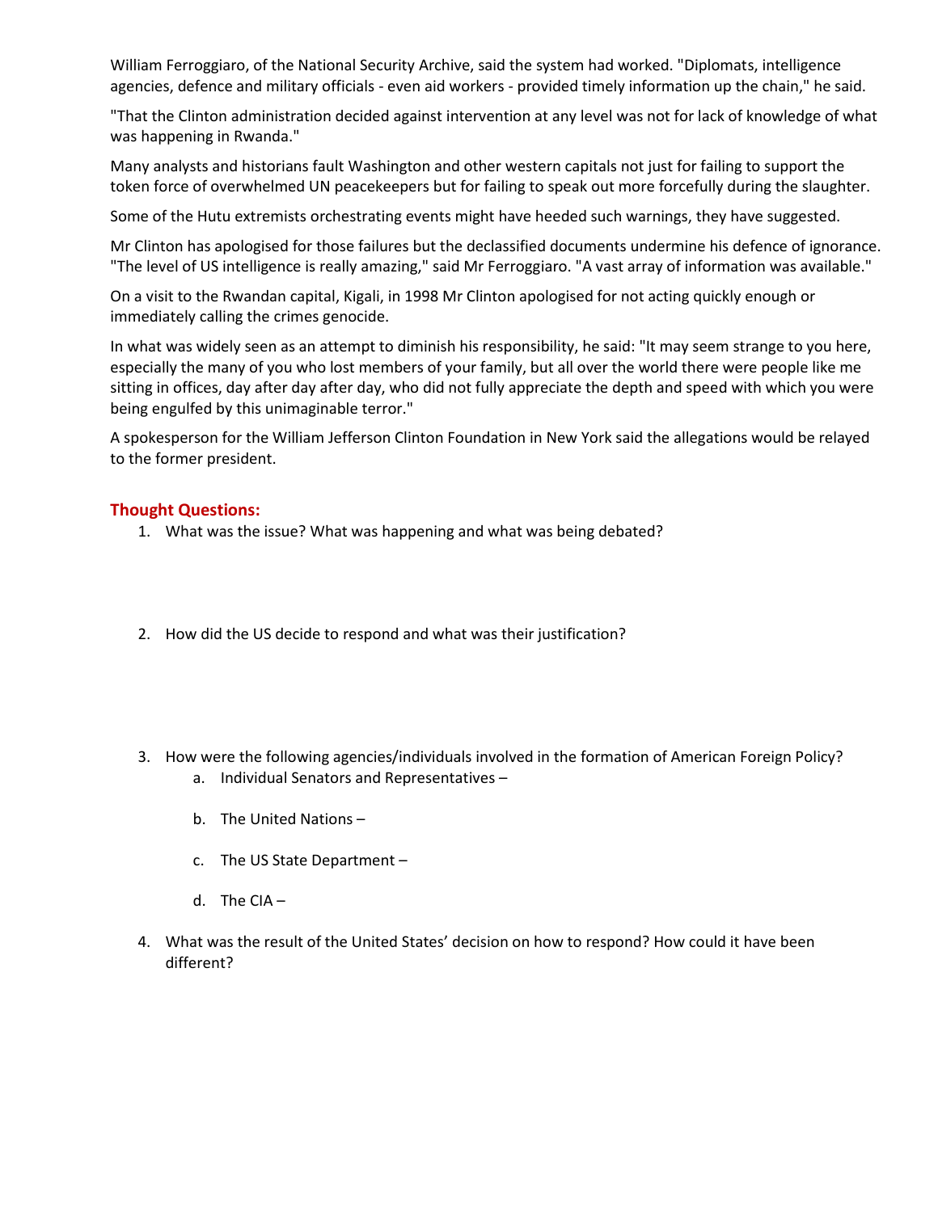William Ferroggiaro, of the National Security Archive, said the system had worked. "Diplomats, intelligence agencies, defence and military officials - even aid workers - provided timely information up the chain," he said.

"That the Clinton administration decided against intervention at any level was not for lack of knowledge of what was happening in Rwanda."

Many analysts and historians fault Washington and other western capitals not just for failing to support the token force of overwhelmed UN peacekeepers but for failing to speak out more forcefully during the slaughter.

Some of the Hutu extremists orchestrating events might have heeded such warnings, they have suggested.

Mr Clinton has apologised for those failures but the declassified documents undermine his defence of ignorance. "The level of US intelligence is really amazing," said Mr Ferroggiaro. "A vast array of information was available."

On a visit to the Rwandan capital, Kigali, in 1998 Mr Clinton apologised for not acting quickly enough or immediately calling the crimes genocide.

In what was widely seen as an attempt to diminish his responsibility, he said: "It may seem strange to you here, especially the many of you who lost members of your family, but all over the world there were people like me sitting in offices, day after day after day, who did not fully appreciate the depth and speed with which you were being engulfed by this unimaginable terror."

A spokesperson for the William Jefferson Clinton Foundation in New York said the allegations would be relayed to the former president.

## Thought Questions:

1. What was the issue? What was happening and what was being debated?

2. How did the US decide to respond and what was their justification?

3. How were the following agencies/individuals involved in the formation of American Foreign Policy?
   a. Individual Senators and Representatives –
   b. The United Nations –
   c. The US State Department –
   d. The CIA –

4. What was the result of the United States' decision on how to respond? How could it have been different?